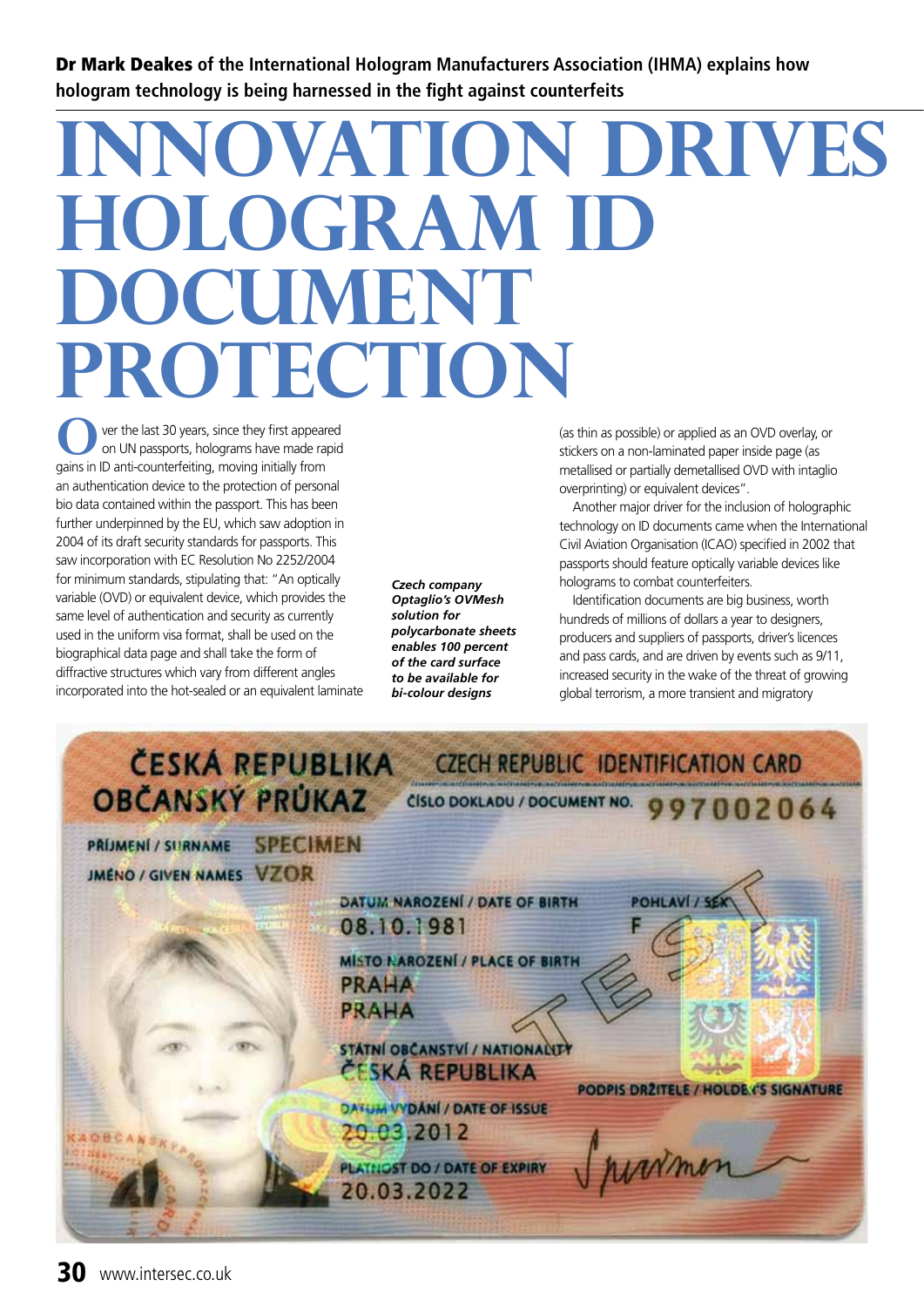**Dr Mark Deakes of the International Hologram Manufacturers Association (IHMA) explains how hologram technology is being harnessed in the fight against counterfeits**

# INNOVATION DRIVES HOLOGRAM ID DOCUMENT PROTECTION

Over the last 30 years, since they first appeared on UN passports, holograms have made rapid gains in ID anti-counterfeiting, moving initially from an authentication device to the protection of personal bio data contained within the passport. This has been further underpinned by the EU, which saw adoption in 2004 of its draft security standards for passports. This saw incorporation with EC Resolution No 2252/2004 for minimum standards, stipulating that: "An optically variable (OVD) or equivalent device, which provides the same level of authentication and security as currently used in the uniform visa format, shall be used on the biographical data page and shall take the form of diffractive structures which vary from different angles incorporated into the hot-sealed or an equivalent laminate (as thin as possible) or applied as an OVD overlay, or stickers on a non-laminated paper inside page (as metallised or partially demetallised OVD with intaglio overprinting) or equivalent devices".

Another major driver for the inclusion of holographic technology on ID documents came when the International Civil Aviation Organisation (ICAO) specified in 2002 that passports should feature optically variable devices like holograms to combat counterfeiters.

Identification documents are big business, worth hundreds of millions of dollars a year to designers, producers and suppliers of passports, driver's licences and pass cards, and are driven by events such as 9/11, increased security in the wake of the threat of growing global terrorism, a more transient and migratory

*Czech company Optaglio's OVMesh solution for polycarbonate sheets enables 100 percent of the card surface to be available for bi-colour designs*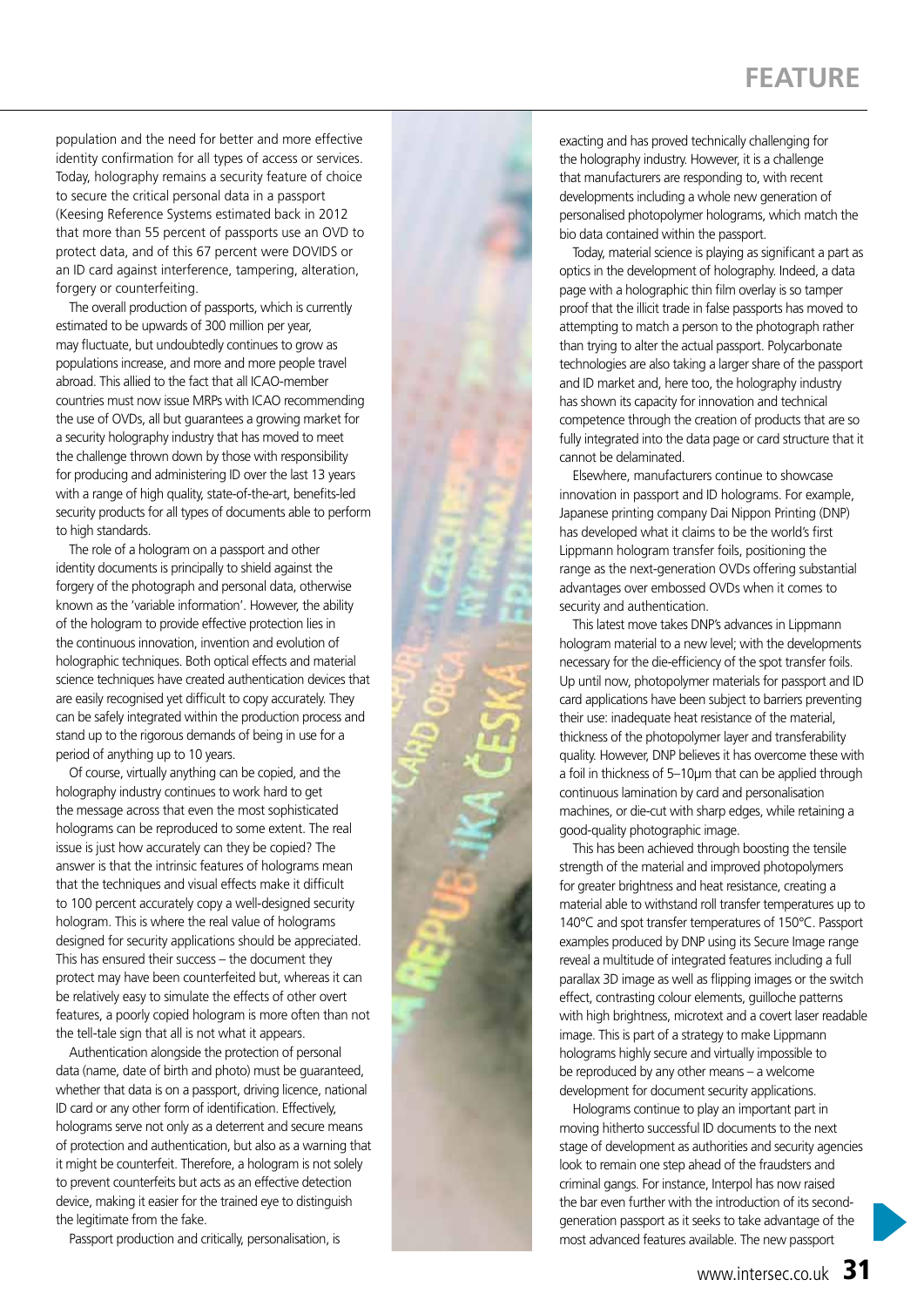population and the need for better and more effective identity confirmation for all types of access or services. Today, holography remains a security feature of choice to secure the critical personal data in a passport (Keesing Reference Systems estimated back in 2012 that more than 55 percent of passports use an OVD to protect data, and of this 67 percent were DOVIDS or an ID card against interference, tampering, alteration, forgery or counterfeiting.

The overall production of passports, which is currently estimated to be upwards of 300 million per year, may fluctuate, but undoubtedly continues to grow as populations increase, and more and more people travel abroad. This allied to the fact that all ICAO-member countries must now issue MRPs with ICAO recommending the use of OVDs, all but guarantees a growing market for a security holography industry that has moved to meet the challenge thrown down by those with responsibility for producing and administering ID over the last 13 years with a range of high quality, state-of-the-art, benefits-led security products for all types of documents able to perform to high standards.

The role of a hologram on a passport and other identity documents is principally to shield against the forgery of the photograph and personal data, otherwise known as the 'variable information'. However, the ability of the hologram to provide effective protection lies in the continuous innovation, invention and evolution of holographic techniques. Both optical effects and material science techniques have created authentication devices that are easily recognised yet difficult to copy accurately. They can be safely integrated within the production process and stand up to the rigorous demands of being in use for a period of anything up to 10 years.

Of course, virtually anything can be copied, and the holography industry continues to work hard to get the message across that even the most sophisticated holograms can be reproduced to some extent. The real issue is just how accurately can they be copied? The answer is that the intrinsic features of holograms mean that the techniques and visual effects make it difficult to 100 percent accurately copy a well-designed security hologram. This is where the real value of holograms designed for security applications should be appreciated. This has ensured their success – the document they protect may have been counterfeited but, whereas it can be relatively easy to simulate the effects of other overt features, a poorly copied hologram is more often than not the tell-tale sign that all is not what it appears.

Authentication alongside the protection of personal data (name, date of birth and photo) must be guaranteed, whether that data is on a passport, driving licence, national ID card or any other form of identification. Effectively, holograms serve not only as a deterrent and secure means of protection and authentication, but also as a warning that it might be counterfeit. Therefore, a hologram is not solely to prevent counterfeits but acts as an effective detection device, making it easier for the trained eye to distinguish the legitimate from the fake.

Passport production and critically, personalisation, is exacting and has proved technically challenging for the holography industry. However, it is a challenge that manufacturers are responding to, with recent developments including a whole new generation of personalised photopolymer holograms, which match the bio data contained within the passport.

Today, material science is playing as significant a part as optics in the development of holography. Indeed, a data page with a holographic thin film overlay is so tamper proof that the illicit trade in false passports has moved to attempting to match a person to the photograph rather than trying to alter the actual passport. Polycarbonate technologies are also taking a larger share of the passport and ID market and, here too, the holography industry has shown its capacity for innovation and technical competence through the creation of products that are so fully integrated into the data page or card structure that it cannot be delaminated.

Elsewhere, manufacturers continue to showcase innovation in passport and ID holograms. For example, Japanese printing company Dai Nippon Printing (DNP) has developed what it claims to be the world's first Lippmann hologram transfer foils, positioning the range as the next-generation OVDs offering substantial advantages over embossed OVDs when it comes to security and authentication.

This latest move takes DNP's advances in Lippmann hologram material to a new level; with the developments necessary for the die-efficiency of the spot transfer foils. Up until now, photopolymer materials for passport and ID card applications have been subject to barriers preventing their use: inadequate heat resistance of the material, thickness of the photopolymer layer and transferability quality. However, DNP believes it has overcome these with a foil in thickness of 5–10μm that can be applied through continuous lamination by card and personalisation machines, or die-cut with sharp edges, while retaining a good-quality photographic image.

This has been achieved through boosting the tensile strength of the material and improved photopolymers for greater brightness and heat resistance, creating a material able to withstand roll transfer temperatures up to 140°C and spot transfer temperatures of 150°C. Passport examples produced by DNP using its Secure Image range reveal a multitude of integrated features including a full parallax 3D image as well as flipping images or the switch effect, contrasting colour elements, guilloche patterns with high brightness, microtext and a covert laser readable image. This is part of a strategy to make Lippmann holograms highly secure and virtually impossible to be reproduced by any other means – a welcome development for document security applications.

Holograms continue to play an important part in moving hitherto successful ID documents to the next stage of development as authorities and security agencies look to remain one step ahead of the fraudsters and criminal gangs. For instance, Interpol has now raised the bar even further with the introduction of its second-generation passport as it seeks to take advantage of the most advanced features available. The new passport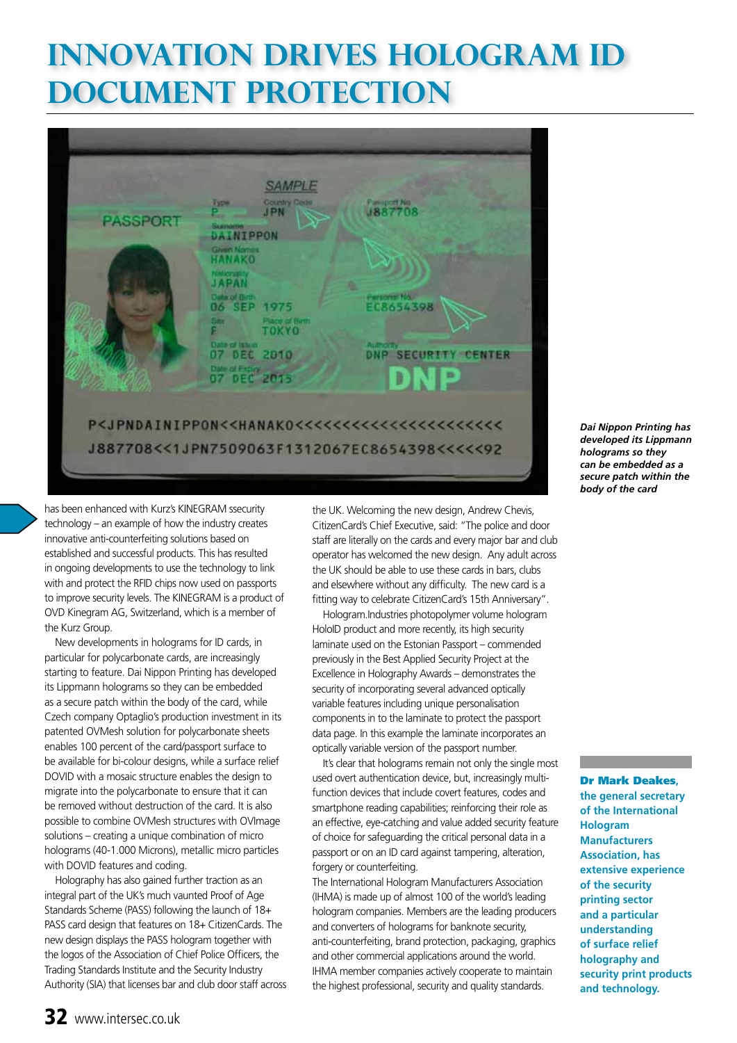# INNOVATION DRIVES HOLOGRAM ID DOCUMENT PROTECTION

*Dai Nippon Printing has developed its Lippmann holograms so they can be embedded as a secure patch within the body of the card*

has been enhanced with Kurz's KINEGRAM ssecurity technology – an example of how the industry creates innovative anti-counterfeiting solutions based on established and successful products. This has resulted in ongoing developments to use the technology to link with and protect the RFID chips now used on passports to improve security levels. The KINEGRAM is a product of OVD Kinegram AG, Switzerland, which is a member of the Kurz Group.

New developments in holograms for ID cards, in particular for polycarbonate cards, are increasingly starting to feature. Dai Nippon Printing has developed its Lippmann holograms so they can be embedded as a secure patch within the body of the card, while Czech company Optaglio's production investment in its patented OVMesh solution for polycarbonate sheets enables 100 percent of the card/passport surface to be available for bi-colour designs, while a surface relief DOVID with a mosaic structure enables the design to migrate into the polycarbonate to ensure that it can be removed without destruction of the card. It is also possible to combine OVMesh structures with OVImage solutions – creating a unique combination of micro holograms (40-1.000 Microns), metallic micro particles with DOVID features and coding.

Holography has also gained further traction as an integral part of the UK's much vaunted Proof of Age Standards Scheme (PASS) following the launch of 18+ PASS card design that features on 18+ CitizenCards. The new design displays the PASS hologram together with the logos of the Association of Chief Police Officers, the Trading Standards Institute and the Security Industry Authority (SIA) that licenses bar and club door staff across the UK. Welcoming the new design, Andrew Chevis, CitizenCard's Chief Executive, said: "The police and door staff are literally on the cards and every major bar and club operator has welcomed the new design. Any adult across the UK should be able to use these cards in bars, clubs and elsewhere without any difficulty. The new card is a fitting way to celebrate CitizenCard's 15th Anniversary".

Hologram.Industries photopolymer volume hologram HoloID product and more recently, its high security laminate used on the Estonian Passport – commended previously in the Best Applied Security Project at the Excellence in Holography Awards – demonstrates the security of incorporating several advanced optically variable features including unique personalisation components in to the laminate to protect the passport data page. In this example the laminate incorporates an optically variable version of the passport number.

It's clear that holograms remain not only the single most used overt authentication device, but, increasingly multi-function devices that include covert features, codes and smartphone reading capabilities; reinforcing their role as an effective, eye-catching and value added security feature of choice for safeguarding the critical personal data in a passport or on an ID card against tampering, alteration, forgery or counterfeiting.

The International Hologram Manufacturers Association (IHMA) is made up of almost 100 of the world's leading hologram companies. Members are the leading producers and converters of holograms for banknote security, anti-counterfeiting, brand protection, packaging, graphics and other commercial applications around the world. IHMA member companies actively cooperate to maintain the highest professional, security and quality standards.

**Dr Mark Deakes, the general secretary of the International Hologram Manufacturers Association, has extensive experience of the security printing sector and a particular understanding of surface relief holography and security print products and technology.**